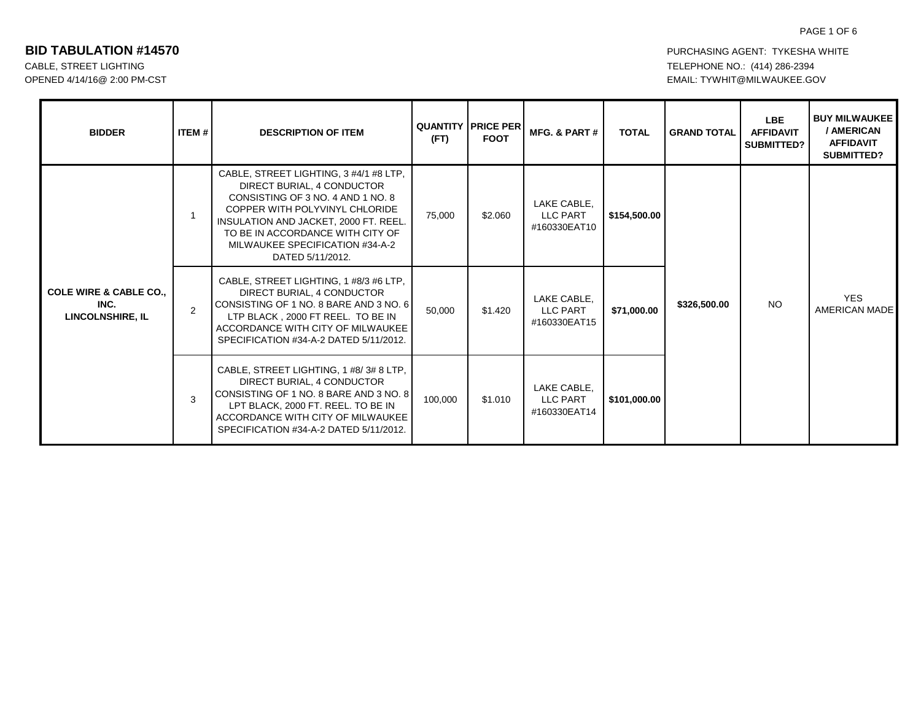# BID TABULATION #14570

CABLE, STREET LIGHTING
OPENED 4/14/16@ 2:00 PM-CST

PURCHASING AGENT: TYKESHA WHITE
TELEPHONE NO.: (414) 286-2394
EMAIL: TYWHIT@MILWAUKEE.GOV

| BIDDER | ITEM # | DESCRIPTION OF ITEM | QUANTITY (FT) | PRICE PER FOOT | MFG. & PART # | TOTAL | GRAND TOTAL | LBE AFFIDAVIT SUBMITTED? | BUY MILWAUKEE / AMERICAN AFFIDAVIT SUBMITTED? |
|---|---|---|---|---|---|---|---|---|---|
| **COLE WIRE & CABLE CO., INC. LINCOLNSHIRE, IL** | 1 | CABLE, STREET LIGHTING, 3 #4/1 #8 LTP, DIRECT BURIAL, 4 CONDUCTOR CONSISTING OF 3 NO. 4 AND 1 NO. 8 COPPER WITH POLYVINYL CHLORIDE INSULATION AND JACKET, 2000 FT. REEL. TO BE IN ACCORDANCE WITH CITY OF MILWAUKEE SPECIFICATION #34-A-2 DATED 5/11/2012. | 75,000 | $2.060 | LAKE CABLE, LLC PART #160330EAT10 | **$154,500.00** | **$326,500.00** | NO | YES AMERICAN MADE |
| | 2 | CABLE, STREET LIGHTING, 1 #8/3 #6 LTP, DIRECT BURIAL, 4 CONDUCTOR CONSISTING OF 1 NO. 8 BARE AND 3 NO. 6 LTP BLACK , 2000 FT REEL. TO BE IN ACCORDANCE WITH CITY OF MILWAUKEE SPECIFICATION #34-A-2 DATED 5/11/2012. | 50,000 | $1.420 | LAKE CABLE, LLC PART #160330EAT15 | **$71,000.00** | | | |
| | 3 | CABLE, STREET LIGHTING, 1 #8/ 3# 8 LTP, DIRECT BURIAL, 4 CONDUCTOR CONSISTING OF 1 NO. 8 BARE AND 3 NO. 8 LPT BLACK, 2000 FT. REEL. TO BE IN ACCORDANCE WITH CITY OF MILWAUKEE SPECIFICATION #34-A-2 DATED 5/11/2012. | 100,000 | $1.010 | LAKE CABLE, LLC PART #160330EAT14 | **$101,000.00** | | | |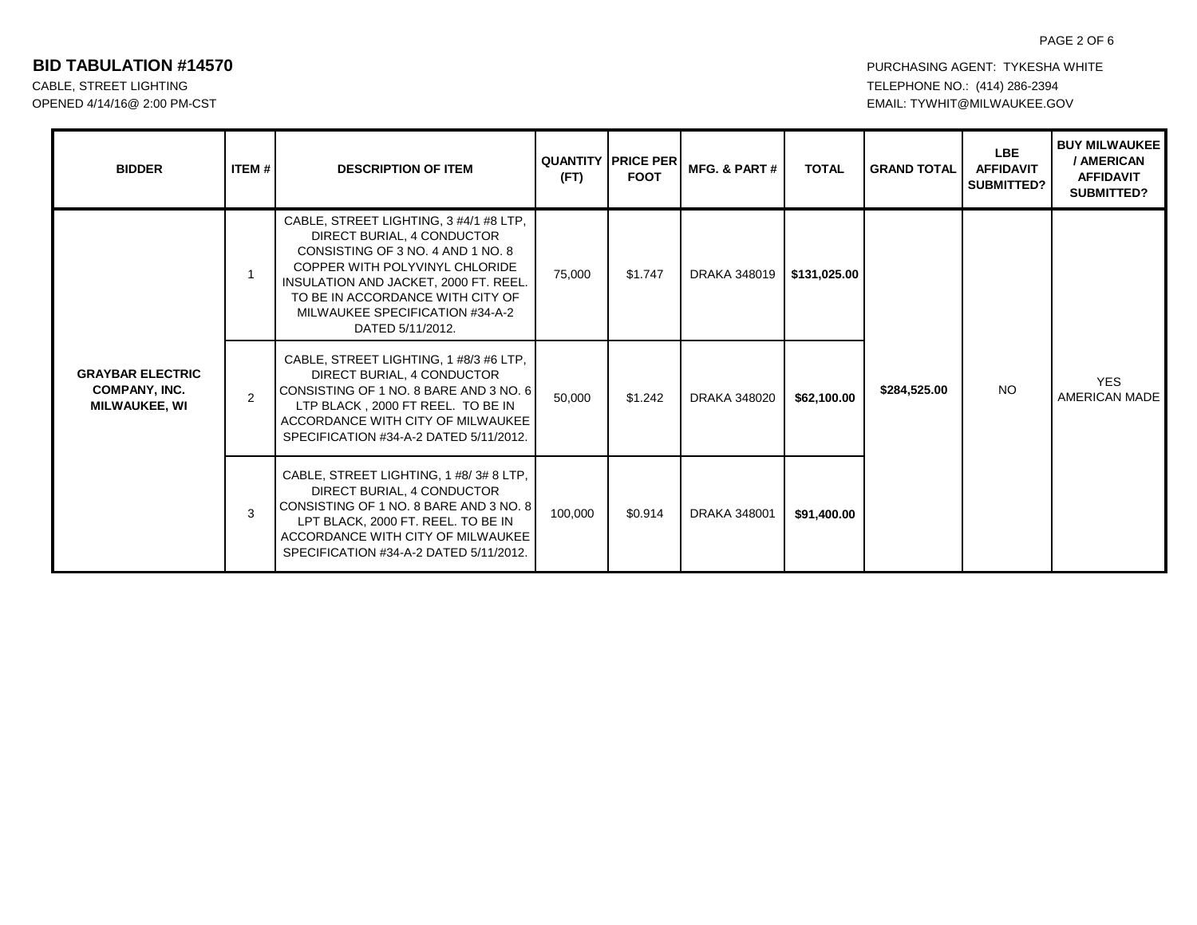# BID TABULATION #14570

CABLE, STREET LIGHTING
OPENED 4/14/16@ 2:00 PM-CST

PURCHASING AGENT: TYKESHA WHITE
TELEPHONE NO.: (414) 286-2394
EMAIL: TYWHIT@MILWAUKEE.GOV

| BIDDER | ITEM # | DESCRIPTION OF ITEM | QUANTITY (FT) | PRICE PER FOOT | MFG. & PART # | TOTAL | GRAND TOTAL | LBE AFFIDAVIT SUBMITTED? | BUY MILWAUKEE / AMERICAN AFFIDAVIT SUBMITTED? |
|---|---|---|---|---|---|---|---|---|---|
| **GRAYBAR ELECTRIC COMPANY, INC. MILWAUKEE, WI** | 1 | CABLE, STREET LIGHTING, 3 #4/1 #8 LTP, DIRECT BURIAL, 4 CONDUCTOR CONSISTING OF 3 NO. 4 AND 1 NO. 8 COPPER WITH POLYVINYL CHLORIDE INSULATION AND JACKET, 2000 FT. REEL. TO BE IN ACCORDANCE WITH CITY OF MILWAUKEE SPECIFICATION #34-A-2 DATED 5/11/2012. | 75,000 | $1.747 | DRAKA 348019 | **$131,025.00** | **$284,525.00** | NO | YES AMERICAN MADE |
| | 2 | CABLE, STREET LIGHTING, 1 #8/3 #6 LTP, DIRECT BURIAL, 4 CONDUCTOR CONSISTING OF 1 NO. 8 BARE AND 3 NO. 6 LTP BLACK , 2000 FT REEL. TO BE IN ACCORDANCE WITH CITY OF MILWAUKEE SPECIFICATION #34-A-2 DATED 5/11/2012. | 50,000 | $1.242 | DRAKA 348020 | **$62,100.00** | | | |
| | 3 | CABLE, STREET LIGHTING, 1 #8/ 3# 8 LTP, DIRECT BURIAL, 4 CONDUCTOR CONSISTING OF 1 NO. 8 BARE AND 3 NO. 8 LPT BLACK, 2000 FT. REEL. TO BE IN ACCORDANCE WITH CITY OF MILWAUKEE SPECIFICATION #34-A-2 DATED 5/11/2012. | 100,000 | $0.914 | DRAKA 348001 | **$91,400.00** | | | |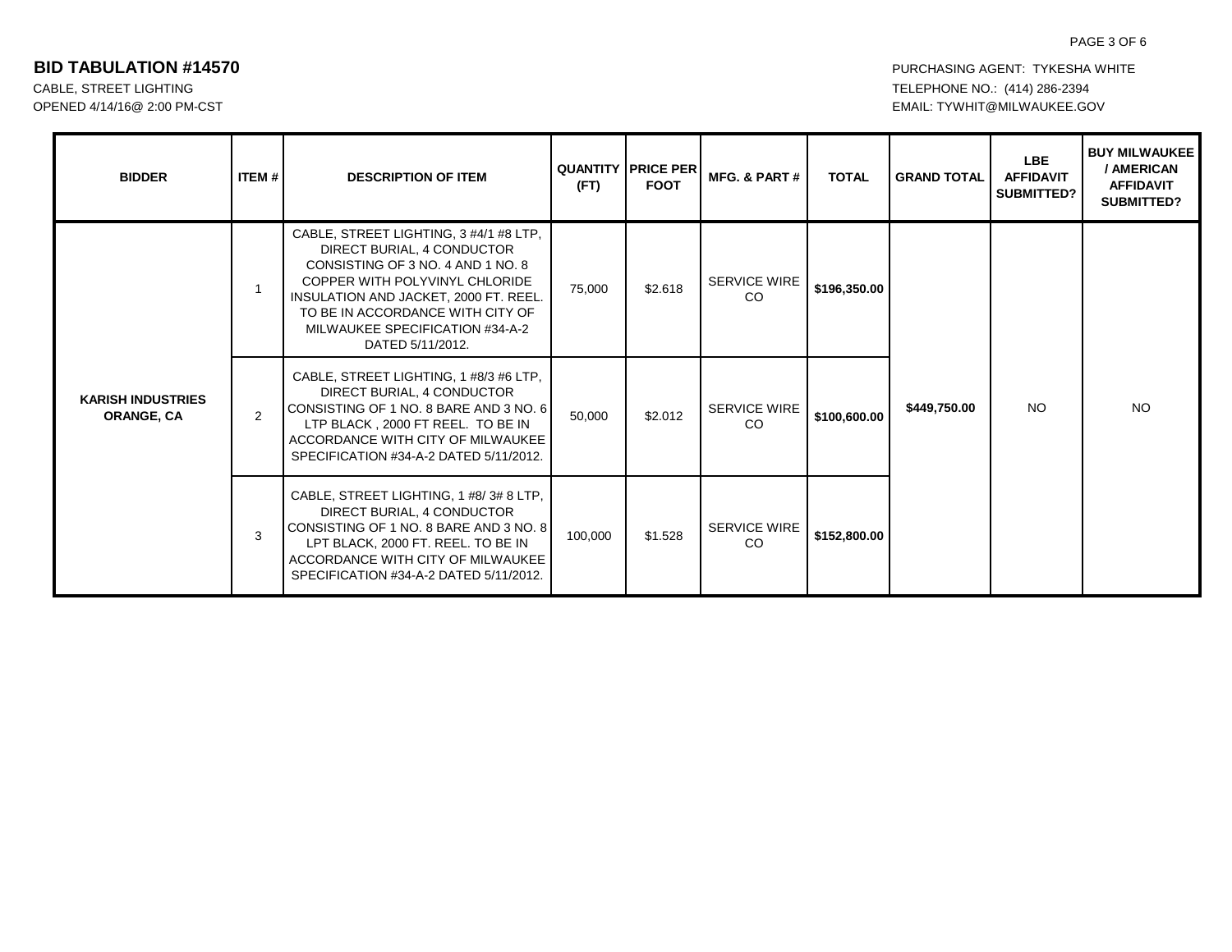# BID TABULATION #14570

CABLE, STREET LIGHTING
OPENED 4/14/16@ 2:00 PM-CST

PURCHASING AGENT: TYKESHA WHITE
TELEPHONE NO.: (414) 286-2394
EMAIL: TYWHIT@MILWAUKEE.GOV

| BIDDER | ITEM # | DESCRIPTION OF ITEM | QUANTITY (FT) | PRICE PER FOOT | MFG. & PART # | TOTAL | GRAND TOTAL | LBE AFFIDAVIT SUBMITTED? | BUY MILWAUKEE / AMERICAN AFFIDAVIT SUBMITTED? |
|---|---|---|---|---|---|---|---|---|---|
| **KARISH INDUSTRIES ORANGE, CA** | 1 | CABLE, STREET LIGHTING, 3 #4/1 #8 LTP, DIRECT BURIAL, 4 CONDUCTOR CONSISTING OF 3 NO. 4 AND 1 NO. 8 COPPER WITH POLYVINYL CHLORIDE INSULATION AND JACKET, 2000 FT. REEL. TO BE IN ACCORDANCE WITH CITY OF MILWAUKEE SPECIFICATION #34-A-2 DATED 5/11/2012. | 75,000 | $2.618 | SERVICE WIRE CO | $196,350.00 | $449,750.00 | NO | NO |
| | 2 | CABLE, STREET LIGHTING, 1 #8/3 #6 LTP, DIRECT BURIAL, 4 CONDUCTOR CONSISTING OF 1 NO. 8 BARE AND 3 NO. 6 LTP BLACK , 2000 FT REEL. TO BE IN ACCORDANCE WITH CITY OF MILWAUKEE SPECIFICATION #34-A-2 DATED 5/11/2012. | 50,000 | $2.012 | SERVICE WIRE CO | $100,600.00 | | | |
| | 3 | CABLE, STREET LIGHTING, 1 #8/ 3# 8 LTP, DIRECT BURIAL, 4 CONDUCTOR CONSISTING OF 1 NO. 8 BARE AND 3 NO. 8 LPT BLACK, 2000 FT. REEL. TO BE IN ACCORDANCE WITH CITY OF MILWAUKEE SPECIFICATION #34-A-2 DATED 5/11/2012. | 100,000 | $1.528 | SERVICE WIRE CO | $152,800.00 | | | |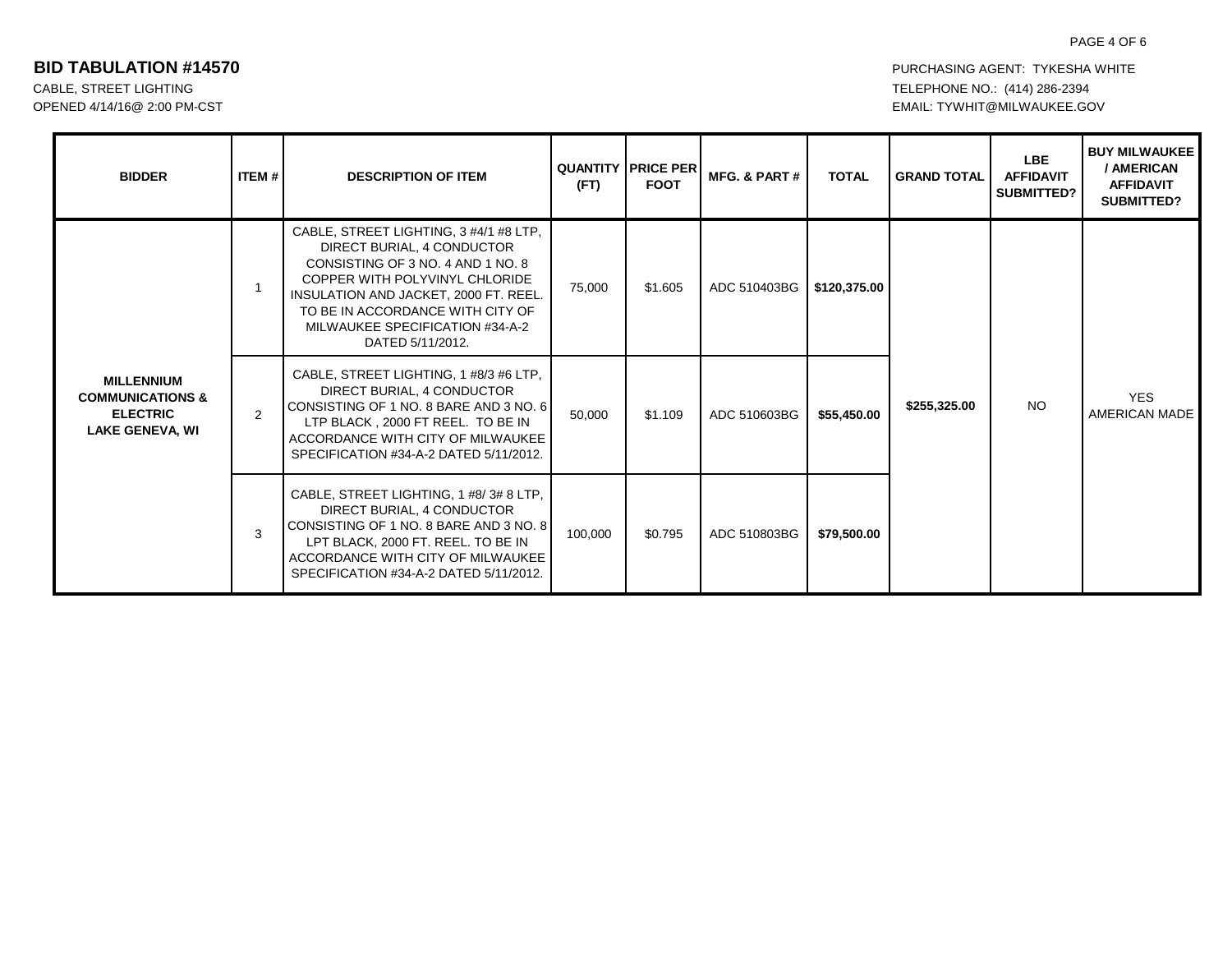## BID TABULATION #14570

CABLE, STREET LIGHTING
OPENED 4/14/16@ 2:00 PM-CST

PURCHASING AGENT: TYKESHA WHITE
TELEPHONE NO.: (414) 286-2394
EMAIL: TYWHIT@MILWAUKEE.GOV

| BIDDER | ITEM # | DESCRIPTION OF ITEM | QUANTITY (FT) | PRICE PER FOOT | MFG. & PART # | TOTAL | GRAND TOTAL | LBE AFFIDAVIT SUBMITTED? | BUY MILWAUKEE / AMERICAN AFFIDAVIT SUBMITTED? |
|---|---|---|---|---|---|---|---|---|---|
| **MILLENNIUM COMMUNICATIONS & ELECTRIC LAKE GENEVA, WI** | 1 | CABLE, STREET LIGHTING, 3 #4/1 #8 LTP, DIRECT BURIAL, 4 CONDUCTOR CONSISTING OF 3 NO. 4 AND 1 NO. 8 COPPER WITH POLYVINYL CHLORIDE INSULATION AND JACKET, 2000 FT. REEL. TO BE IN ACCORDANCE WITH CITY OF MILWAUKEE SPECIFICATION #34-A-2 DATED 5/11/2012. | 75,000 | $1.605 | ADC 510403BG | **$120,375.00** | **$255,325.00** | NO | YES AMERICAN MADE |
| | 2 | CABLE, STREET LIGHTING, 1 #8/3 #6 LTP, DIRECT BURIAL, 4 CONDUCTOR CONSISTING OF 1 NO. 8 BARE AND 3 NO. 6 LTP BLACK , 2000 FT REEL. TO BE IN ACCORDANCE WITH CITY OF MILWAUKEE SPECIFICATION #34-A-2 DATED 5/11/2012. | 50,000 | $1.109 | ADC 510603BG | **$55,450.00** | | | |
| | 3 | CABLE, STREET LIGHTING, 1 #8/ 3# 8 LTP, DIRECT BURIAL, 4 CONDUCTOR CONSISTING OF 1 NO. 8 BARE AND 3 NO. 8 LPT BLACK, 2000 FT. REEL. TO BE IN ACCORDANCE WITH CITY OF MILWAUKEE SPECIFICATION #34-A-2 DATED 5/11/2012. | 100,000 | $0.795 | ADC 510803BG | **$79,500.00** | | | |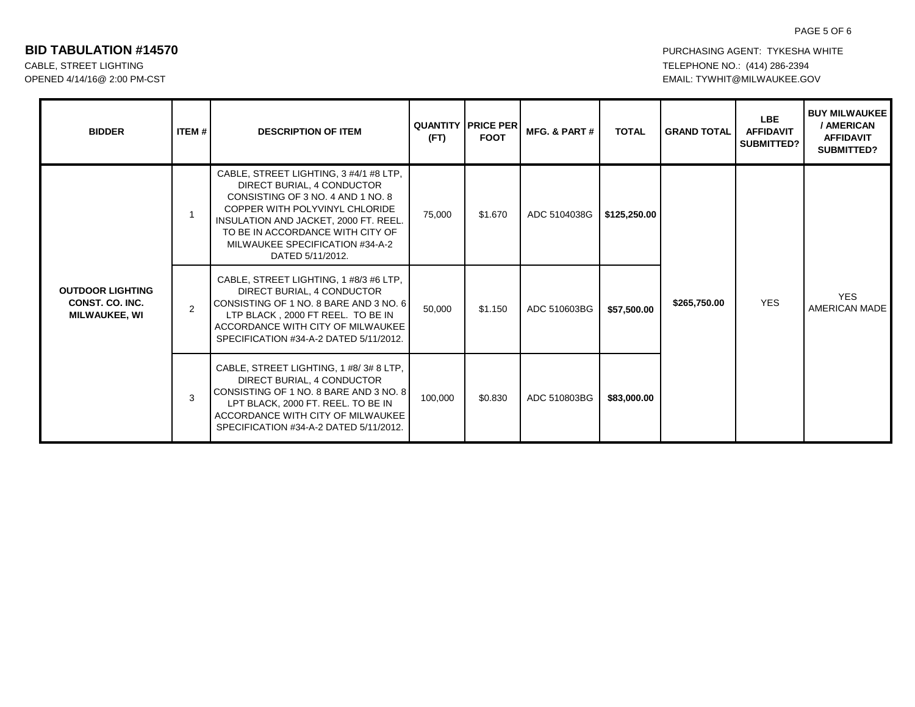# BID TABULATION #14570

CABLE, STREET LIGHTING
OPENED 4/14/16@ 2:00 PM-CST

PURCHASING AGENT: TYKESHA WHITE
TELEPHONE NO.: (414) 286-2394
EMAIL: TYWHIT@MILWAUKEE.GOV

| BIDDER | ITEM # | DESCRIPTION OF ITEM | QUANTITY (FT) | PRICE PER FOOT | MFG. & PART # | TOTAL | GRAND TOTAL | LBE AFFIDAVIT SUBMITTED? | BUY MILWAUKEE / AMERICAN AFFIDAVIT SUBMITTED? |
|---|---|---|---|---|---|---|---|---|---|
| **OUTDOOR LIGHTING CONST. CO. INC. MILWAUKEE, WI** | 1 | CABLE, STREET LIGHTING, 3 #4/1 #8 LTP, DIRECT BURIAL, 4 CONDUCTOR CONSISTING OF 3 NO. 4 AND 1 NO. 8 COPPER WITH POLYVINYL CHLORIDE INSULATION AND JACKET, 2000 FT. REEL. TO BE IN ACCORDANCE WITH CITY OF MILWAUKEE SPECIFICATION #34-A-2 DATED 5/11/2012. | 75,000 | $1.670 | ADC 5104038G | **$125,250.00** | **$265,750.00** | YES | YES AMERICAN MADE |
| | 2 | CABLE, STREET LIGHTING, 1 #8/3 #6 LTP, DIRECT BURIAL, 4 CONDUCTOR CONSISTING OF 1 NO. 8 BARE AND 3 NO. 6 LTP BLACK , 2000 FT REEL. TO BE IN ACCORDANCE WITH CITY OF MILWAUKEE SPECIFICATION #34-A-2 DATED 5/11/2012. | 50,000 | $1.150 | ADC 510603BG | **$57,500.00** | | | |
| | 3 | CABLE, STREET LIGHTING, 1 #8/ 3# 8 LTP, DIRECT BURIAL, 4 CONDUCTOR CONSISTING OF 1 NO. 8 BARE AND 3 NO. 8 LPT BLACK, 2000 FT. REEL. TO BE IN ACCORDANCE WITH CITY OF MILWAUKEE SPECIFICATION #34-A-2 DATED 5/11/2012. | 100,000 | $0.830 | ADC 510803BG | **$83,000.00** | | | |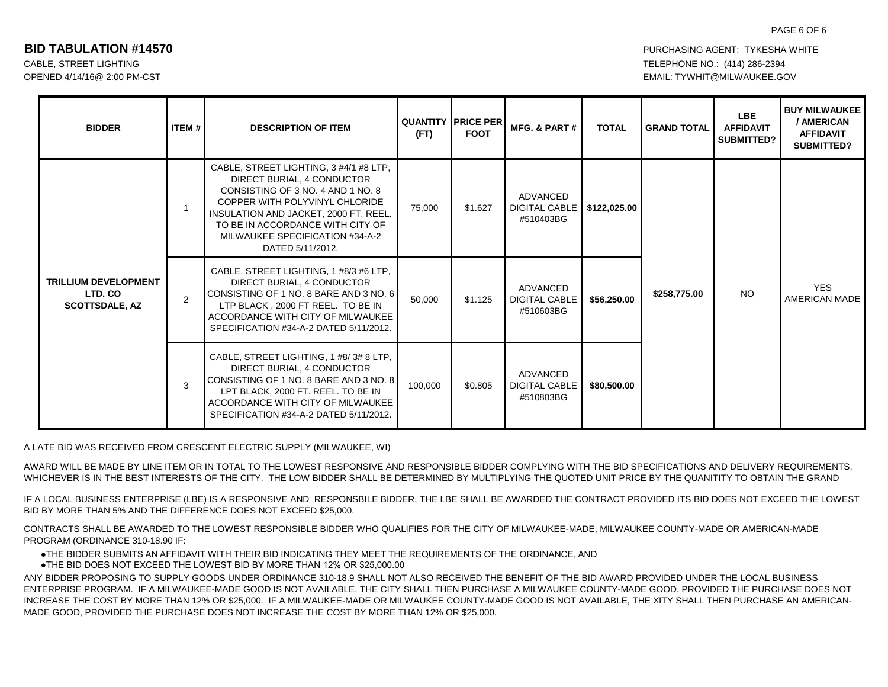# BID TABULATION #14570

CABLE, STREET LIGHTING
OPENED 4/14/16@ 2:00 PM-CST

PURCHASING AGENT: TYKESHA WHITE
TELEPHONE NO.: (414) 286-2394
EMAIL: TYWHIT@MILWAUKEE.GOV

| BIDDER | ITEM # | DESCRIPTION OF ITEM | QUANTITY (FT) | PRICE PER FOOT | MFG. & PART # | TOTAL | GRAND TOTAL | LBE AFFIDAVIT SUBMITTED? | BUY MILWAUKEE / AMERICAN AFFIDAVIT SUBMITTED? |
|---|---|---|---|---|---|---|---|---|---|
| **TRILLIUM DEVELOPMENT LTD. CO SCOTTSDALE, AZ** | 1 | CABLE, STREET LIGHTING, 3 #4/1 #8 LTP, DIRECT BURIAL, 4 CONDUCTOR CONSISTING OF 3 NO. 4 AND 1 NO. 8 COPPER WITH POLYVINYL CHLORIDE INSULATION AND JACKET, 2000 FT. REEL. TO BE IN ACCORDANCE WITH CITY OF MILWAUKEE SPECIFICATION #34-A-2 DATED 5/11/2012. | 75,000 | $1.627 | ADVANCED DIGITAL CABLE #510403BG | $122,025.00 | $258,775.00 | NO | YES AMERICAN MADE |
| | 2 | CABLE, STREET LIGHTING, 1 #8/3 #6 LTP, DIRECT BURIAL, 4 CONDUCTOR CONSISTING OF 1 NO. 8 BARE AND 3 NO. 6 LTP BLACK , 2000 FT REEL. TO BE IN ACCORDANCE WITH CITY OF MILWAUKEE SPECIFICATION #34-A-2 DATED 5/11/2012. | 50,000 | $1.125 | ADVANCED DIGITAL CABLE #510603BG | $56,250.00 | | | |
| | 3 | CABLE, STREET LIGHTING, 1 #8/ 3# 8 LTP, DIRECT BURIAL, 4 CONDUCTOR CONSISTING OF 1 NO. 8 BARE AND 3 NO. 8 LPT BLACK, 2000 FT. REEL. TO BE IN ACCORDANCE WITH CITY OF MILWAUKEE SPECIFICATION #34-A-2 DATED 5/11/2012. | 100,000 | $0.805 | ADVANCED DIGITAL CABLE #510803BG | $80,500.00 | | | |

A LATE BID WAS RECEIVED FROM CRESCENT ELECTRIC SUPPLY (MILWAUKEE, WI)

AWARD WILL BE MADE BY LINE ITEM OR IN TOTAL TO THE LOWEST RESPONSIVE AND RESPONSIBLE BIDDER COMPLYING WITH THE BID SPECIFICATIONS AND DELIVERY REQUIREMENTS, WHICHEVER IS IN THE BEST INTERESTS OF THE CITY. THE LOW BIDDER SHALL BE DETERMINED BY MULTIPLYING THE QUOTED UNIT PRICE BY THE QUANITITY TO OBTAIN THE GRAND TOTAL.

IF A LOCAL BUSINESS ENTERPRISE (LBE) IS A RESPONSIVE AND RESPONSBILE BIDDER, THE LBE SHALL BE AWARDED THE CONTRACT PROVIDED ITS BID DOES NOT EXCEED THE LOWEST BID BY MORE THAN 5% AND THE DIFFERENCE DOES NOT EXCEED $25,000.

CONTRACTS SHALL BE AWARDED TO THE LOWEST RESPONSIBLE BIDDER WHO QUALIFIES FOR THE CITY OF MILWAUKEE-MADE, MILWAUKEE COUNTY-MADE OR AMERICAN-MADE PROGRAM (ORDINANCE 310-18.90 IF:

- THE BIDDER SUBMITS AN AFFIDAVIT WITH THEIR BID INDICATING THEY MEET THE REQUIREMENTS OF THE ORDINANCE, AND
- THE BID DOES NOT EXCEED THE LOWEST BID BY MORE THAN 12% OR $25,000.00

ANY BIDDER PROPOSING TO SUPPLY GOODS UNDER ORDINANCE 310-18.9 SHALL NOT ALSO RECEIVED THE BENEFIT OF THE BID AWARD PROVIDED UNDER THE LOCAL BUSINESS ENTERPRISE PROGRAM. IF A MILWAUKEE-MADE GOOD IS NOT AVAILABLE, THE CITY SHALL THEN PURCHASE A MILWAUKEE COUNTY-MADE GOOD, PROVIDED THE PURCHASE DOES NOT INCREASE THE COST BY MORE THAN 12% OR $25,000. IF A MILWAUKEE-MADE OR MILWAUKEE COUNTY-MADE GOOD IS NOT AVAILABLE, THE XITY SHALL THEN PURCHASE AN AMERICAN-MADE GOOD, PROVIDED THE PURCHASE DOES NOT INCREASE THE COST BY MORE THAN 12% OR $25,000.